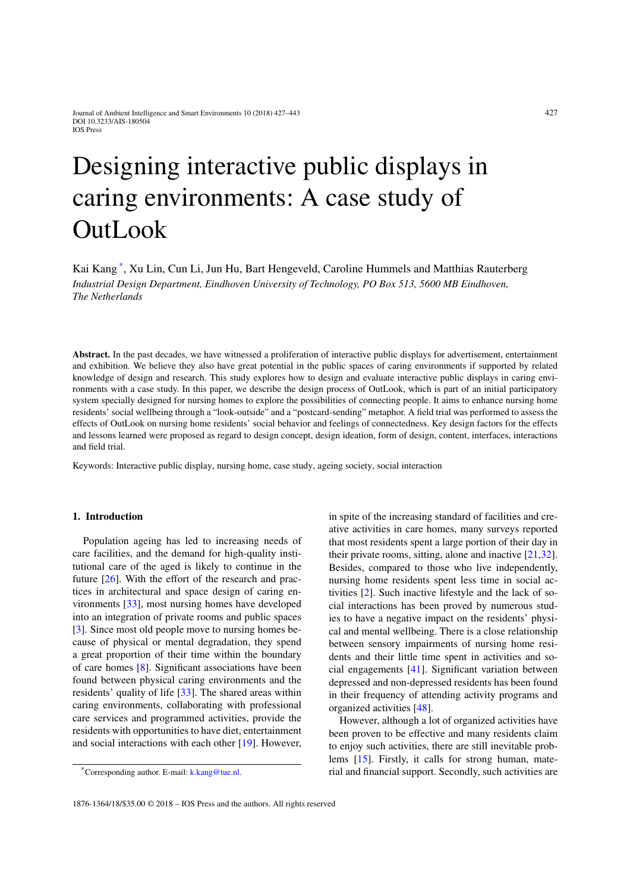# Designing interactive public displays in caring environments: A case study of OutLook

Kai Kang [*], Xu Lin, Cun Li, Jun Hu, Bart Hengeveld, Caroline Hummels and Matthias Rauterberg

*Industrial Design Department, Eindhoven University of Technology, PO Box 513, 5600 MB Eindhoven, The Netherlands*

**Abstract.** In the past decades, we have witnessed a proliferation of interactive public displays for advertisement, entertainment and exhibition. We believe they also have great potential in the public spaces of caring environments if supported by related knowledge of design and research. This study explores how to design and evaluate interactive public displays in caring environments with a case study. In this paper, we describe the design process of OutLook, which is part of an initial participatory system specially designed for nursing homes to explore the possibilities of connecting people. It aims to enhance nursing home residents' social wellbeing through a "look-outside" and a "postcard-sending" metaphor. A field trial was performed to assess the effects of OutLook on nursing home residents' social behavior and feelings of connectedness. Key design factors for the effects and lessons learned were proposed as regard to design concept, design ideation, form of design, content, interfaces, interactions and field trial.

Keywords: Interactive public display, nursing home, case study, ageing society, social interaction

## 1. Introduction

Population ageing has led to increasing needs of care facilities, and the demand for high-quality institutional care of the aged is likely to continue in the future [26]. With the effort of the research and practices in architectural and space design of caring environments [33], most nursing homes have developed into an integration of private rooms and public spaces [3]. Since most old people move to nursing homes because of physical or mental degradation, they spend a great proportion of their time within the boundary of care homes [8]. Significant associations have been found between physical caring environments and the residents' quality of life [33]. The shared areas within caring environments, collaborating with professional care services and programmed activities, provide the residents with opportunities to have diet, entertainment and social interactions with each other [19]. However, in spite of the increasing standard of facilities and creative activities in care homes, many surveys reported that most residents spent a large portion of their day in their private rooms, sitting, alone and inactive [21,32]. Besides, compared to those who live independently, nursing home residents spent less time in social activities [2]. Such inactive lifestyle and the lack of social interactions has been proved by numerous studies to have a negative impact on the residents' physical and mental wellbeing. There is a close relationship between sensory impairments of nursing home residents and their little time spent in activities and social engagements [41]. Significant variation between depressed and non-depressed residents has been found in their frequency of attending activity programs and organized activities [48].

However, although a lot of organized activities have been proven to be effective and many residents claim to enjoy such activities, there are still inevitable problems [15]. Firstly, it calls for strong human, material and financial support. Secondly, such activities are

[*] Corresponding author. E-mail: k.kang@tue.nl.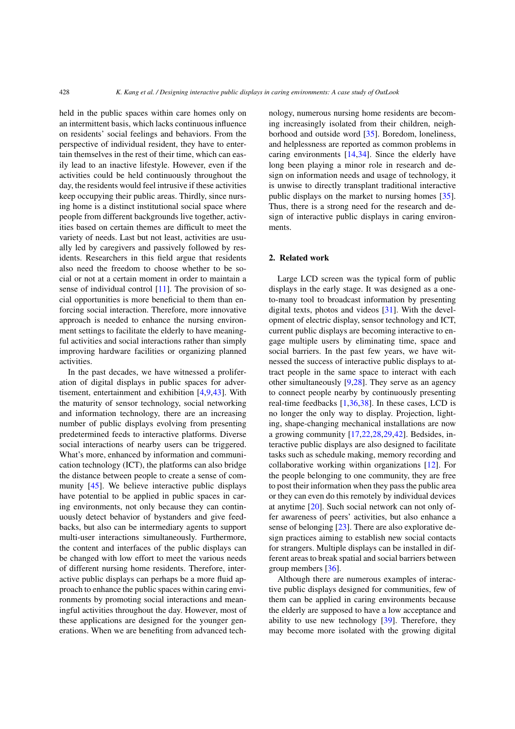held in the public spaces within care homes only on an intermittent basis, which lacks continuous influence on residents' social feelings and behaviors. From the perspective of individual resident, they have to entertain themselves in the rest of their time, which can easily lead to an inactive lifestyle. However, even if the activities could be held continuously throughout the day, the residents would feel intrusive if these activities keep occupying their public areas. Thirdly, since nursing home is a distinct institutional social space where people from different backgrounds live together, activities based on certain themes are difficult to meet the variety of needs. Last but not least, activities are usually led by caregivers and passively followed by residents. Researchers in this field argue that residents also need the freedom to choose whether to be social or not at a certain moment in order to maintain a sense of individual control [11]. The provision of social opportunities is more beneficial to them than enforcing social interaction. Therefore, more innovative approach is needed to enhance the nursing environment settings to facilitate the elderly to have meaningful activities and social interactions rather than simply improving hardware facilities or organizing planned activities.

In the past decades, we have witnessed a proliferation of digital displays in public spaces for advertisement, entertainment and exhibition [4,9,43]. With the maturity of sensor technology, social networking and information technology, there are an increasing number of public displays evolving from presenting predetermined feeds to interactive platforms. Diverse social interactions of nearby users can be triggered. What's more, enhanced by information and communication technology (ICT), the platforms can also bridge the distance between people to create a sense of community [45]. We believe interactive public displays have potential to be applied in public spaces in caring environments, not only because they can continuously detect behavior of bystanders and give feedbacks, but also can be intermediary agents to support multi-user interactions simultaneously. Furthermore, the content and interfaces of the public displays can be changed with low effort to meet the various needs of different nursing home residents. Therefore, interactive public displays can perhaps be a more fluid approach to enhance the public spaces within caring environments by promoting social interactions and meaningful activities throughout the day. However, most of these applications are designed for the younger generations. When we are benefiting from advanced technology, numerous nursing home residents are becoming increasingly isolated from their children, neighborhood and outside word [35]. Boredom, loneliness, and helplessness are reported as common problems in caring environments [14,34]. Since the elderly have long been playing a minor role in research and design on information needs and usage of technology, it is unwise to directly transplant traditional interactive public displays on the market to nursing homes [35]. Thus, there is a strong need for the research and design of interactive public displays in caring environments.

## 2. Related work

Large LCD screen was the typical form of public displays in the early stage. It was designed as a one-to-many tool to broadcast information by presenting digital texts, photos and videos [31]. With the development of electric display, sensor technology and ICT, current public displays are becoming interactive to engage multiple users by eliminating time, space and social barriers. In the past few years, we have witnessed the success of interactive public displays to attract people in the same space to interact with each other simultaneously [9,28]. They serve as an agency to connect people nearby by continuously presenting real-time feedbacks [1,36,38]. In these cases, LCD is no longer the only way to display. Projection, lighting, shape-changing mechanical installations are now a growing community [17,22,28,29,42]. Besides, interactive public displays are also designed to facilitate tasks such as schedule making, memory recording and collaborative working within organizations [12]. For the people belonging to one community, they are free to post their information when they pass the public area or they can even do this remotely by individual devices at anytime [20]. Such social network can not only offer awareness of peers' activities, but also enhance a sense of belonging [23]. There are also explorative design practices aiming to establish new social contacts for strangers. Multiple displays can be installed in different areas to break spatial and social barriers between group members [36].

Although there are numerous examples of interactive public displays designed for communities, few of them can be applied in caring environments because the elderly are supposed to have a low acceptance and ability to use new technology [39]. Therefore, they may become more isolated with the growing digital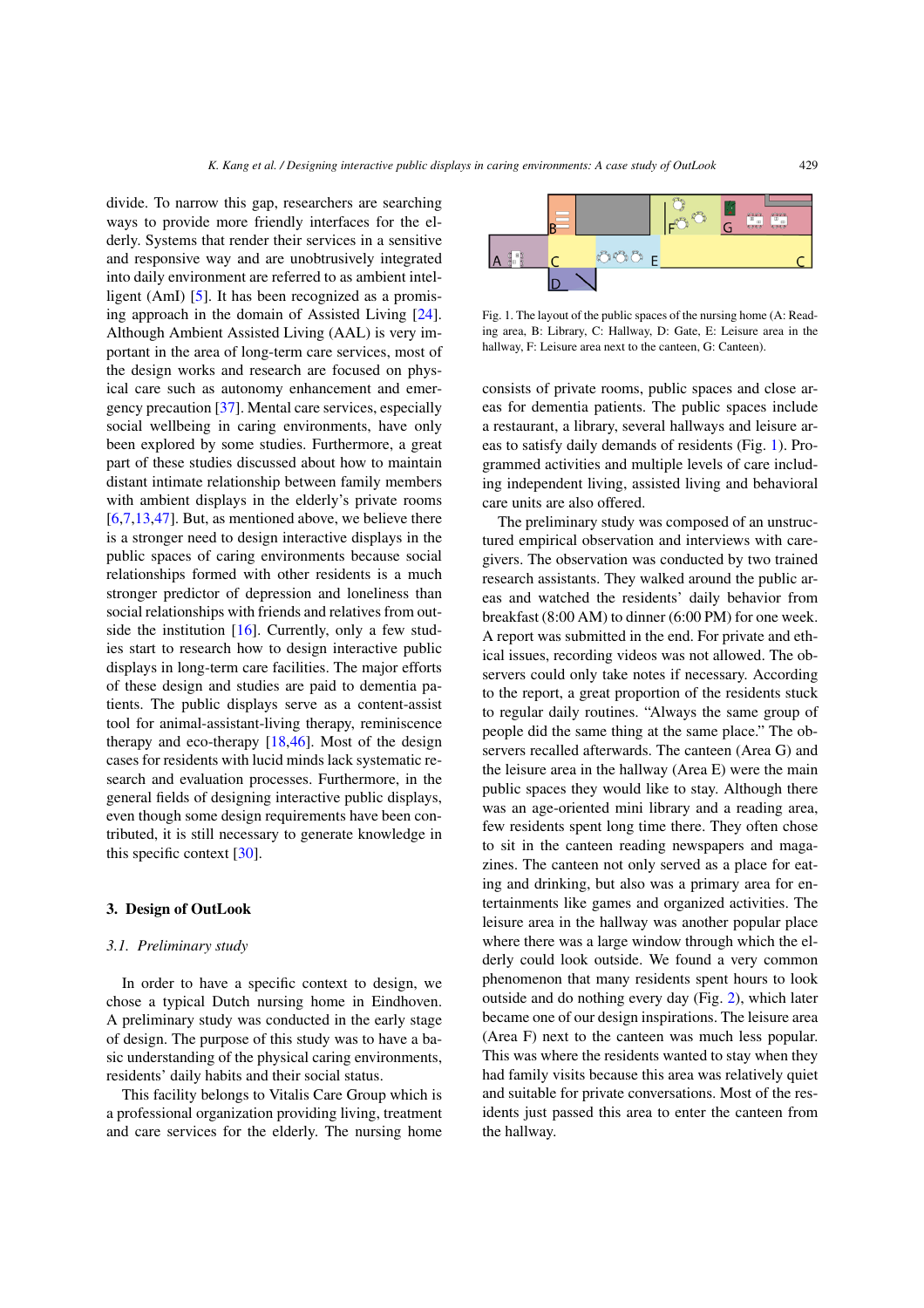divide. To narrow this gap, researchers are searching ways to provide more friendly interfaces for the elderly. Systems that render their services in a sensitive and responsive way and are unobtrusively integrated into daily environment are referred to as ambient intelligent (AmI) [5]. It has been recognized as a promising approach in the domain of Assisted Living [24]. Although Ambient Assisted Living (AAL) is very important in the area of long-term care services, most of the design works and research are focused on physical care such as autonomy enhancement and emergency precaution [37]. Mental care services, especially social wellbeing in caring environments, have only been explored by some studies. Furthermore, a great part of these studies discussed about how to maintain distant intimate relationship between family members with ambient displays in the elderly's private rooms [6,7,13,47]. But, as mentioned above, we believe there is a stronger need to design interactive displays in the public spaces of caring environments because social relationships formed with other residents is a much stronger predictor of depression and loneliness than social relationships with friends and relatives from outside the institution [16]. Currently, only a few studies start to research how to design interactive public displays in long-term care facilities. The major efforts of these design and studies are paid to dementia patients. The public displays serve as a content-assist tool for animal-assistant-living therapy, reminiscence therapy and eco-therapy [18,46]. Most of the design cases for residents with lucid minds lack systematic research and evaluation processes. Furthermore, in the general fields of designing interactive public displays, even though some design requirements have been contributed, it is still necessary to generate knowledge in this specific context [30].

## 3. Design of OutLook

### 3.1. Preliminary study

In order to have a specific context to design, we chose a typical Dutch nursing home in Eindhoven. A preliminary study was conducted in the early stage of design. The purpose of this study was to have a basic understanding of the physical caring environments, residents' daily habits and their social status.

This facility belongs to Vitalis Care Group which is a professional organization providing living, treatment and care services for the elderly. The nursing home consists of private rooms, public spaces and close areas for dementia patients. The public spaces include a restaurant, a library, several hallways and leisure areas to satisfy daily demands of residents (Fig. 1). Programmed activities and multiple levels of care including independent living, assisted living and behavioral care units are also offered.

Fig. 1. The layout of the public spaces of the nursing home (A: Reading area, B: Library, C: Hallway, D: Gate, E: Leisure area in the hallway, F: Leisure area next to the canteen, G: Canteen).

The preliminary study was composed of an unstructured empirical observation and interviews with caregivers. The observation was conducted by two trained research assistants. They walked around the public areas and watched the residents' daily behavior from breakfast (8:00 AM) to dinner (6:00 PM) for one week. A report was submitted in the end. For private and ethical issues, recording videos was not allowed. The observers could only take notes if necessary. According to the report, a great proportion of the residents stuck to regular daily routines. "Always the same group of people did the same thing at the same place." The observers recalled afterwards. The canteen (Area G) and the leisure area in the hallway (Area E) were the main public spaces they would like to stay. Although there was an age-oriented mini library and a reading area, few residents spent long time there. They often chose to sit in the canteen reading newspapers and magazines. The canteen not only served as a place for eating and drinking, but also was a primary area for entertainments like games and organized activities. The leisure area in the hallway was another popular place where there was a large window through which the elderly could look outside. We found a very common phenomenon that many residents spent hours to look outside and do nothing every day (Fig. 2), which later became one of our design inspirations. The leisure area (Area F) next to the canteen was much less popular. This was where the residents wanted to stay when they had family visits because this area was relatively quiet and suitable for private conversations. Most of the residents just passed this area to enter the canteen from the hallway.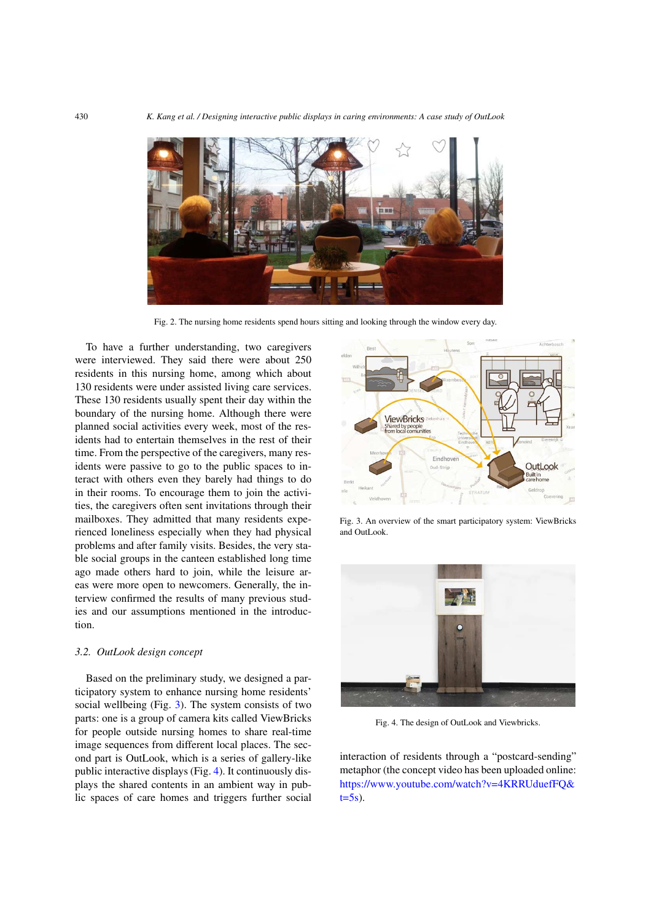Fig. 2. The nursing home residents spend hours sitting and looking through the window every day.

To have a further understanding, two caregivers were interviewed. They said there were about 250 residents in this nursing home, among which about 130 residents were under assisted living care services. These 130 residents usually spent their day within the boundary of the nursing home. Although there were planned social activities every week, most of the residents had to entertain themselves in the rest of their time. From the perspective of the caregivers, many residents were passive to go to the public spaces to interact with others even they barely had things to do in their rooms. To encourage them to join the activities, the caregivers often sent invitations through their mailboxes. They admitted that many residents experienced loneliness especially when they had physical problems and after family visits. Besides, the very stable social groups in the canteen established long time ago made others hard to join, while the leisure areas were more open to newcomers. Generally, the interview confirmed the results of many previous studies and our assumptions mentioned in the introduction.

### 3.2. OutLook design concept

Based on the preliminary study, we designed a participatory system to enhance nursing home residents' social wellbeing (Fig. 3). The system consists of two parts: one is a group of camera kits called ViewBricks for people outside nursing homes to share real-time image sequences from different local places. The second part is OutLook, which is a series of gallery-like public interactive displays (Fig. 4). It continuously displays the shared contents in an ambient way in public spaces of care homes and triggers further social interaction of residents through a "postcard-sending" metaphor (the concept video has been uploaded online: https://www.youtube.com/watch?v=4KRRUduefFQ&t=5s).

Fig. 3. An overview of the smart participatory system: ViewBricks and OutLook.

Fig. 4. The design of OutLook and Viewbricks.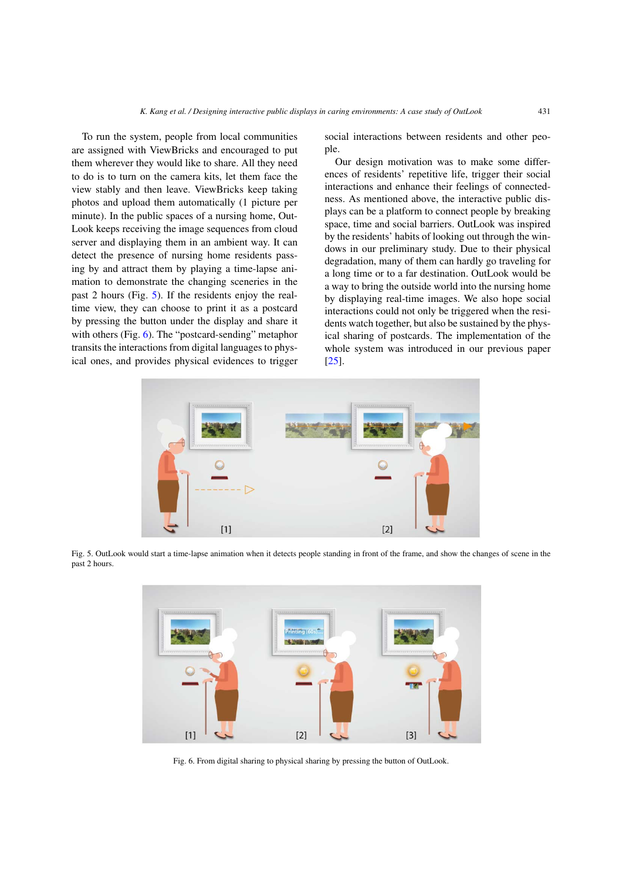To run the system, people from local communities are assigned with ViewBricks and encouraged to put them wherever they would like to share. All they need to do is to turn on the camera kits, let them face the view stably and then leave. ViewBricks keep taking photos and upload them automatically (1 picture per minute). In the public spaces of a nursing home, OutLook keeps receiving the image sequences from cloud server and displaying them in an ambient way. It can detect the presence of nursing home residents passing by and attract them by playing a time-lapse animation to demonstrate the changing sceneries in the past 2 hours (Fig. 5). If the residents enjoy the real-time view, they can choose to print it as a postcard by pressing the button under the display and share it with others (Fig. 6). The "postcard-sending" metaphor transits the interactions from digital languages to physical ones, and provides physical evidences to trigger social interactions between residents and other people.

Our design motivation was to make some differences of residents' repetitive life, trigger their social interactions and enhance their feelings of connectedness. As mentioned above, the interactive public displays can be a platform to connect people by breaking space, time and social barriers. OutLook was inspired by the residents' habits of looking out through the windows in our preliminary study. Due to their physical degradation, many of them can hardly go traveling for a long time or to a far destination. OutLook would be a way to bring the outside world into the nursing home by displaying real-time images. We also hope social interactions could not only be triggered when the residents watch together, but also be sustained by the physical sharing of postcards. The implementation of the whole system was introduced in our previous paper [25].

Fig. 5. OutLook would start a time-lapse animation when it detects people standing in front of the frame, and show the changes of scene in the past 2 hours.

Fig. 6. From digital sharing to physical sharing by pressing the button of OutLook.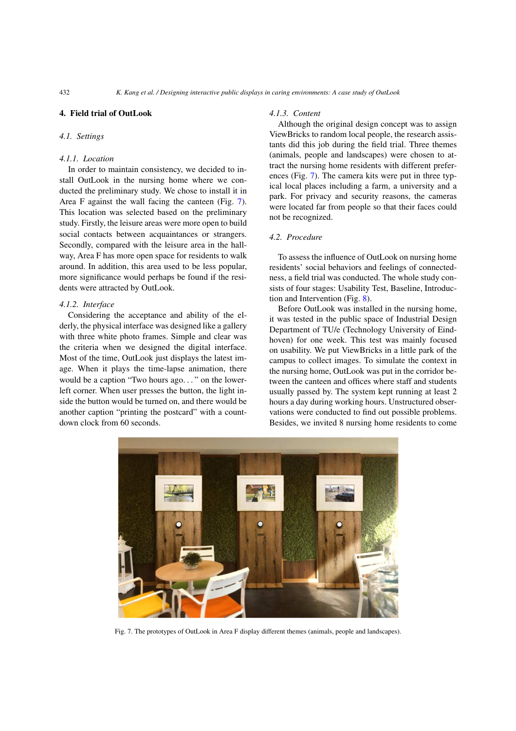## 4. Field trial of OutLook

### 4.1. Settings

#### 4.1.1. Location

In order to maintain consistency, we decided to install OutLook in the nursing home where we conducted the preliminary study. We chose to install it in Area F against the wall facing the canteen (Fig. 7). This location was selected based on the preliminary study. Firstly, the leisure areas were more open to build social contacts between acquaintances or strangers. Secondly, compared with the leisure area in the hallway, Area F has more open space for residents to walk around. In addition, this area used to be less popular, more significance would perhaps be found if the residents were attracted by OutLook.

#### 4.1.2. Interface

Considering the acceptance and ability of the elderly, the physical interface was designed like a gallery with three white photo frames. Simple and clear was the criteria when we designed the digital interface. Most of the time, OutLook just displays the latest image. When it plays the time-lapse animation, there would be a caption "Two hours ago. . . " on the lower-left corner. When user presses the button, the light inside the button would be turned on, and there would be another caption "printing the postcard" with a countdown clock from 60 seconds.

#### 4.1.3. Content

Although the original design concept was to assign ViewBricks to random local people, the research assistants did this job during the field trial. Three themes (animals, people and landscapes) were chosen to attract the nursing home residents with different preferences (Fig. 7). The camera kits were put in three typical local places including a farm, a university and a park. For privacy and security reasons, the cameras were located far from people so that their faces could not be recognized.

### 4.2. Procedure

To assess the influence of OutLook on nursing home residents' social behaviors and feelings of connectedness, a field trial was conducted. The whole study consists of four stages: Usability Test, Baseline, Introduction and Intervention (Fig. 8).

Before OutLook was installed in the nursing home, it was tested in the public space of Industrial Design Department of TU/e (Technology University of Eindhoven) for one week. This test was mainly focused on usability. We put ViewBricks in a little park of the campus to collect images. To simulate the context in the nursing home, OutLook was put in the corridor between the canteen and offices where staff and students usually passed by. The system kept running at least 2 hours a day during working hours. Unstructured observations were conducted to find out possible problems. Besides, we invited 8 nursing home residents to come

Fig. 7. The prototypes of OutLook in Area F display different themes (animals, people and landscapes).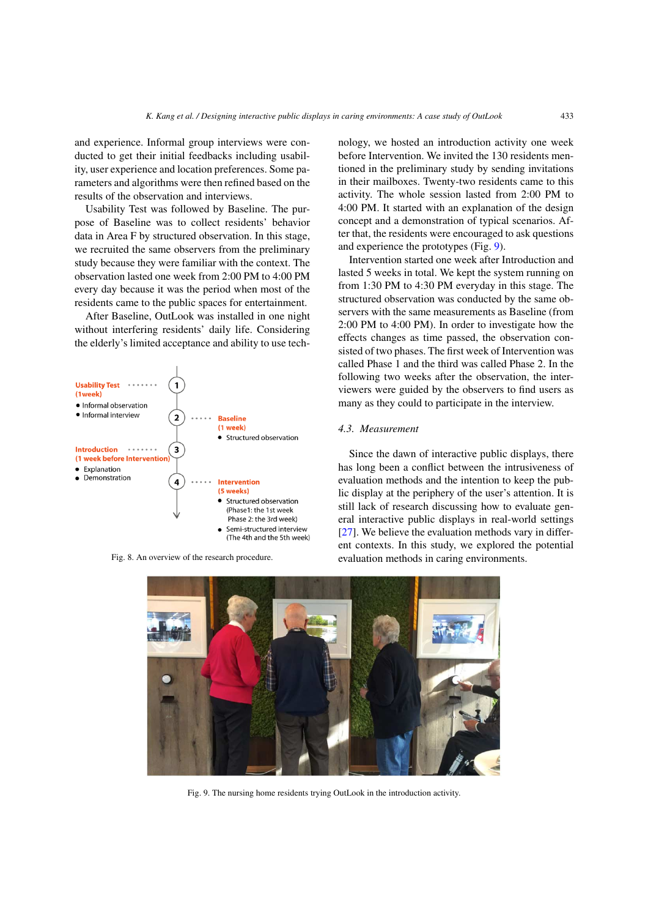and experience. Informal group interviews were conducted to get their initial feedbacks including usability, user experience and location preferences. Some parameters and algorithms were then refined based on the results of the observation and interviews.

Usability Test was followed by Baseline. The purpose of Baseline was to collect residents' behavior data in Area F by structured observation. In this stage, we recruited the same observers from the preliminary study because they were familiar with the context. The observation lasted one week from 2:00 PM to 4:00 PM every day because it was the period when most of the residents came to the public spaces for entertainment.

After Baseline, OutLook was installed in one night without interfering residents' daily life. Considering the elderly's limited acceptance and ability to use technology, we hosted an introduction activity one week before Intervention. We invited the 130 residents mentioned in the preliminary study by sending invitations in their mailboxes. Twenty-two residents came to this activity. The whole session lasted from 2:00 PM to 4:00 PM. It started with an explanation of the design concept and a demonstration of typical scenarios. After that, the residents were encouraged to ask questions and experience the prototypes (Fig. 9).

Intervention started one week after Introduction and lasted 5 weeks in total. We kept the system running on from 1:30 PM to 4:30 PM everyday in this stage. The structured observation was conducted by the same observers with the same measurements as Baseline (from 2:00 PM to 4:00 PM). In order to investigate how the effects changes as time passed, the observation consisted of two phases. The first week of Intervention was called Phase 1 and the third was called Phase 2. In the following two weeks after the observation, the interviewers were guided by the observers to find users as many as they could to participate in the interview.

Usability Test (1week)
- Informal observation
- Informal interview

Baseline (1 week)
- Structured observation

Introduction (1 week before Intervention)
- Explanation
- Demonstration

Intervention (5 weeks)
- Structured observation (Phase1: the 1st week Phase 2: the 3rd week)
- Semi-structured interview (The 4th and the 5th week)

Fig. 8. An overview of the research procedure.

### 4.3. *Measurement*

Since the dawn of interactive public displays, there has long been a conflict between the intrusiveness of evaluation methods and the intention to keep the public display at the periphery of the user's attention. It is still lack of research discussing how to evaluate general interactive public displays in real-world settings [27]. We believe the evaluation methods vary in different contexts. In this study, we explored the potential evaluation methods in caring environments.

Fig. 9. The nursing home residents trying OutLook in the introduction activity.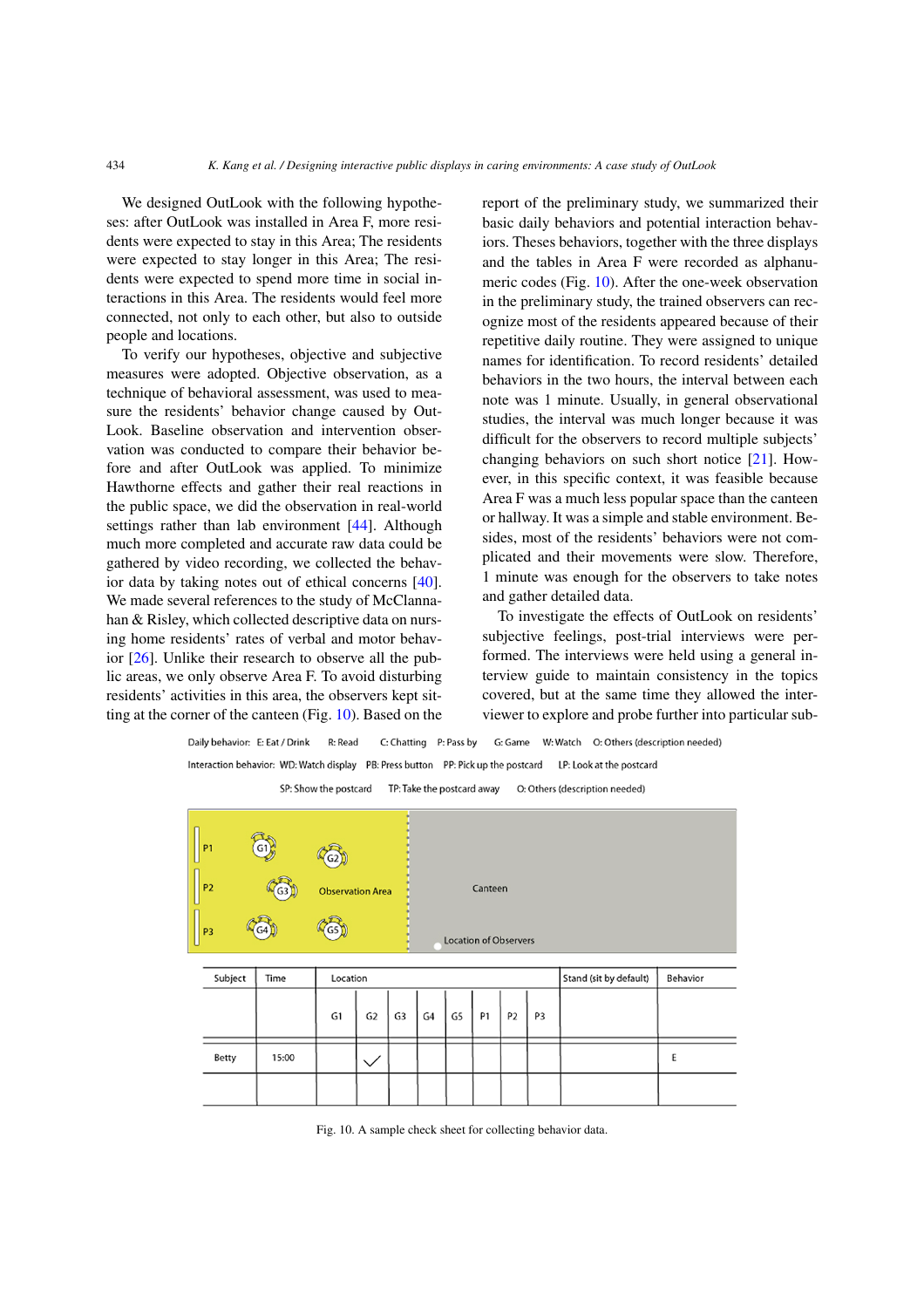We designed OutLook with the following hypotheses: after OutLook was installed in Area F, more residents were expected to stay in this Area; The residents were expected to stay longer in this Area; The residents were expected to spend more time in social interactions in this Area. The residents would feel more connected, not only to each other, but also to outside people and locations.

To verify our hypotheses, objective and subjective measures were adopted. Objective observation, as a technique of behavioral assessment, was used to measure the residents' behavior change caused by OutLook. Baseline observation and intervention observation was conducted to compare their behavior before and after OutLook was applied. To minimize Hawthorne effects and gather their real reactions in the public space, we did the observation in real-world settings rather than lab environment [44]. Although much more completed and accurate raw data could be gathered by video recording, we collected the behavior data by taking notes out of ethical concerns [40]. We made several references to the study of McClannahan & Risley, which collected descriptive data on nursing home residents' rates of verbal and motor behavior [26]. Unlike their research to observe all the public areas, we only observe Area F. To avoid disturbing residents' activities in this area, the observers kept sitting at the corner of the canteen (Fig. 10). Based on the report of the preliminary study, we summarized their basic daily behaviors and potential interaction behaviors. Theses behaviors, together with the three displays and the tables in Area F were recorded as alphanumeric codes (Fig. 10). After the one-week observation in the preliminary study, the trained observers can recognize most of the residents appeared because of their repetitive daily routine. They were assigned to unique names for identification. To record residents' detailed behaviors in the two hours, the interval between each note was 1 minute. Usually, in general observational studies, the interval was much longer because it was difficult for the observers to record multiple subjects' changing behaviors on such short notice [21]. However, in this specific context, it was feasible because Area F was a much less popular space than the canteen or hallway. It was a simple and stable environment. Besides, most of the residents' behaviors were not complicated and their movements were slow. Therefore, 1 minute was enough for the observers to take notes and gather detailed data.

To investigate the effects of OutLook on residents' subjective feelings, post-trial interviews were performed. The interviews were held using a general interview guide to maintain consistency in the topics covered, but at the same time they allowed the interviewer to explore and probe further into particular sub-

Daily behavior: E: Eat / Drink   R: Read   C: Chatting   P: Pass by   G: Game   W: Watch   O: Others (description needed)

Interaction behavior: WD: Watch display   PB: Press button   PP: Pick up the postcard   LP: Look at the postcard   SP: Show the postcard   TP: Take the postcard away   O: Others (description needed)

P1, P2, P3, G1, G2, G3, G4, G5, Observation Area, Canteen, Location of Observers

| Subject | Time | Location | | | | | | | | Stand (sit by default) | Behavior |
|---|---|---|---|---|---|---|---|---|---|---|---|
| | | G1 | G2 | G3 | G4 | G5 | P1 | P2 | P3 | | |
| Betty | 15:00 | | ✓ | | | | | | | | E |
| | | | | | | | | | | | |

Fig. 10. A sample check sheet for collecting behavior data.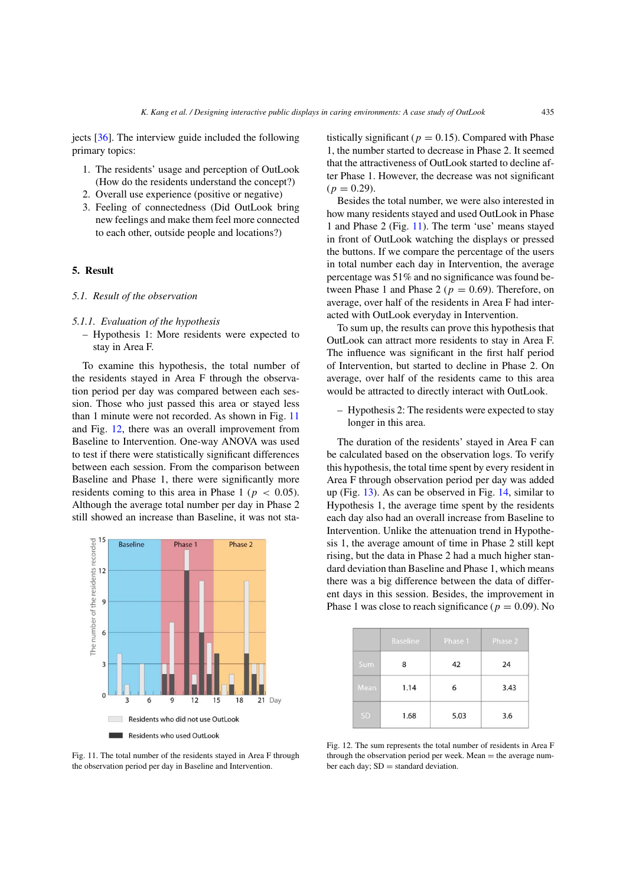jects [36]. The interview guide included the following primary topics:

1. The residents' usage and perception of OutLook (How do the residents understand the concept?)
2. Overall use experience (positive or negative)
3. Feeling of connectedness (Did OutLook bring new feelings and make them feel more connected to each other, outside people and locations?)

## 5. Result

### *5.1. Result of the observation*

#### *5.1.1. Evaluation of the hypothesis*

– Hypothesis 1: More residents were expected to stay in Area F.

To examine this hypothesis, the total number of the residents stayed in Area F through the observation period per day was compared between each session. Those who just passed this area or stayed less than 1 minute were not recorded. As shown in Fig. 11 and Fig. 12, there was an overall improvement from Baseline to Intervention. One-way ANOVA was used to test if there were statistically significant differences between each session. From the comparison between Baseline and Phase 1, there were significantly more residents coming to this area in Phase 1 ($p < 0.05$). Although the average total number per day in Phase 2 still showed an increase than Baseline, it was not statistically significant ($p = 0.15$). Compared with Phase 1, the number started to decrease in Phase 2. It seemed that the attractiveness of OutLook started to decline after Phase 1. However, the decrease was not significant ($p = 0.29$).

Fig. 11. The total number of the residents stayed in Area F through the observation period per day in Baseline and Intervention.

Besides the total number, we were also interested in how many residents stayed and used OutLook in Phase 1 and Phase 2 (Fig. 11). The term 'use' means stayed in front of OutLook watching the displays or pressed the buttons. If we compare the percentage of the users in total number each day in Intervention, the average percentage was 51% and no significance was found between Phase 1 and Phase 2 ($p = 0.69$). Therefore, on average, over half of the residents in Area F had interacted with OutLook everyday in Intervention.

To sum up, the results can prove this hypothesis that OutLook can attract more residents to stay in Area F. The influence was significant in the first half period of Intervention, but started to decline in Phase 2. On average, over half of the residents came to this area would be attracted to directly interact with OutLook.

– Hypothesis 2: The residents were expected to stay longer in this area.

The duration of the residents' stayed in Area F can be calculated based on the observation logs. To verify this hypothesis, the total time spent by every resident in Area F through observation period per day was added up (Fig. 13). As can be observed in Fig. 14, similar to Hypothesis 1, the average time spent by the residents each day also had an overall increase from Baseline to Intervention. Unlike the attenuation trend in Hypothesis 1, the average amount of time in Phase 2 still kept rising, but the data in Phase 2 had a much higher standard deviation than Baseline and Phase 1, which means there was a big difference between the data of different days in this session. Besides, the improvement in Phase 1 was close to reach significance ($p = 0.09$). No

| | Baseline | Phase 1 | Phase 2 |
|---|---|---|---|
| Sum | 8 | 42 | 24 |
| Mean | 1.14 | 6 | 3.43 |
| SD | 1.68 | 5.03 | 3.6 |

Fig. 12. The sum represents the total number of residents in Area F through the observation period per week. Mean = the average number each day; SD = standard deviation.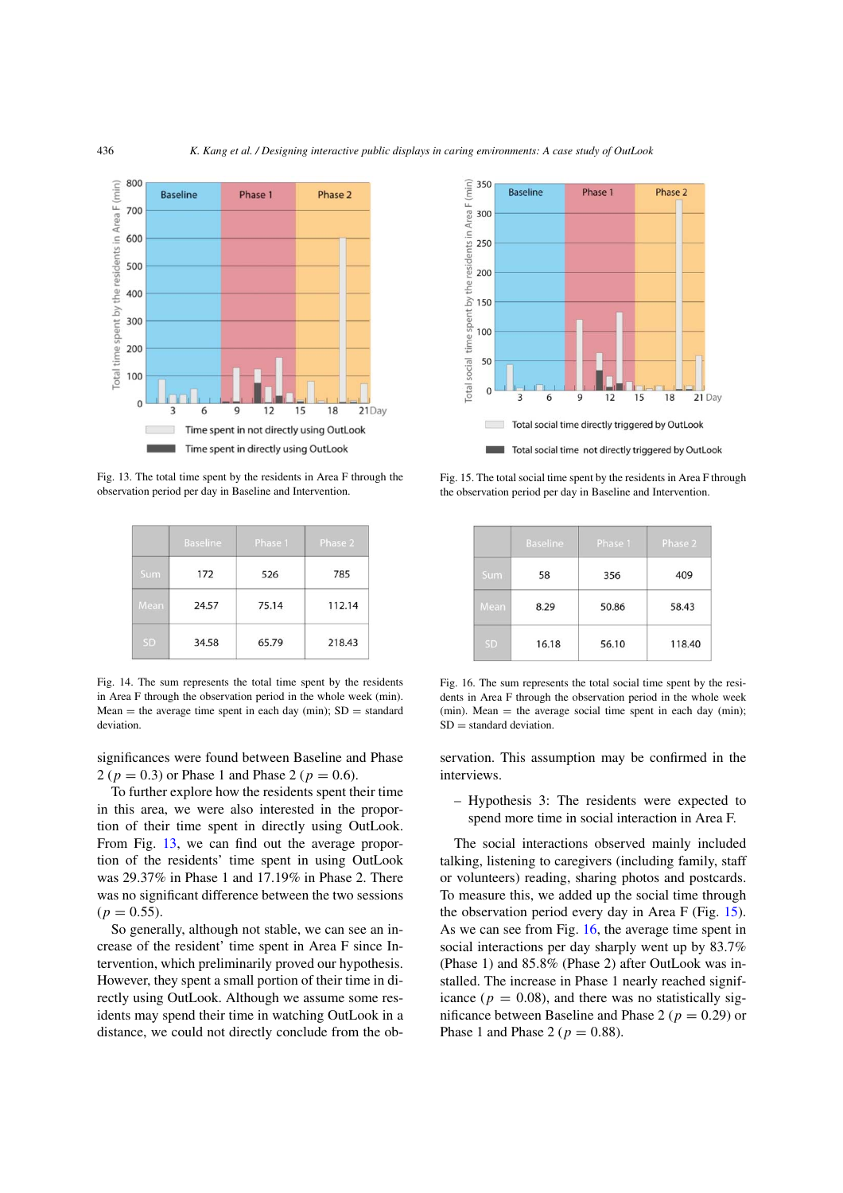Fig. 13. The total time spent by the residents in Area F through the observation period per day in Baseline and Intervention.

Fig. 15. The total social time spent by the residents in Area F through the observation period per day in Baseline and Intervention.

|  | Baseline | Phase 1 | Phase 2 |
|---|---|---|---|
| Sum | 172 | 526 | 785 |
| Mean | 24.57 | 75.14 | 112.14 |
| SD | 34.58 | 65.79 | 218.43 |

Fig. 14. The sum represents the total time spent by the residents in Area F through the observation period in the whole week (min). Mean = the average time spent in each day (min); SD = standard deviation.

|  | Baseline | Phase 1 | Phase 2 |
|---|---|---|---|
| Sum | 58 | 356 | 409 |
| Mean | 8.29 | 50.86 | 58.43 |
| SD | 16.18 | 56.10 | 118.40 |

Fig. 16. The sum represents the total social time spent by the residents in Area F through the observation period in the whole week (min). Mean = the average social time spent in each day (min); SD = standard deviation.

significances were found between Baseline and Phase 2 ($p = 0.3$) or Phase 1 and Phase 2 ($p = 0.6$).

To further explore how the residents spent their time in this area, we were also interested in the proportion of their time spent in directly using OutLook. From Fig. 13, we can find out the average proportion of the residents' time spent in using OutLook was 29.37% in Phase 1 and 17.19% in Phase 2. There was no significant difference between the two sessions ($p = 0.55$).

So generally, although not stable, we can see an increase of the resident' time spent in Area F since Intervention, which preliminarily proved our hypothesis. However, they spent a small portion of their time in directly using OutLook. Although we assume some residents may spend their time in watching OutLook in a distance, we could not directly conclude from the observation. This assumption may be confirmed in the interviews.

– Hypothesis 3: The residents were expected to spend more time in social interaction in Area F.

The social interactions observed mainly included talking, listening to caregivers (including family, staff or volunteers) reading, sharing photos and postcards. To measure this, we added up the social time through the observation period every day in Area F (Fig. 15). As we can see from Fig. 16, the average time spent in social interactions per day sharply went up by 83.7% (Phase 1) and 85.8% (Phase 2) after OutLook was installed. The increase in Phase 1 nearly reached significance ($p = 0.08$), and there was no statistically significance between Baseline and Phase 2 ($p = 0.29$) or Phase 1 and Phase 2 ($p = 0.88$).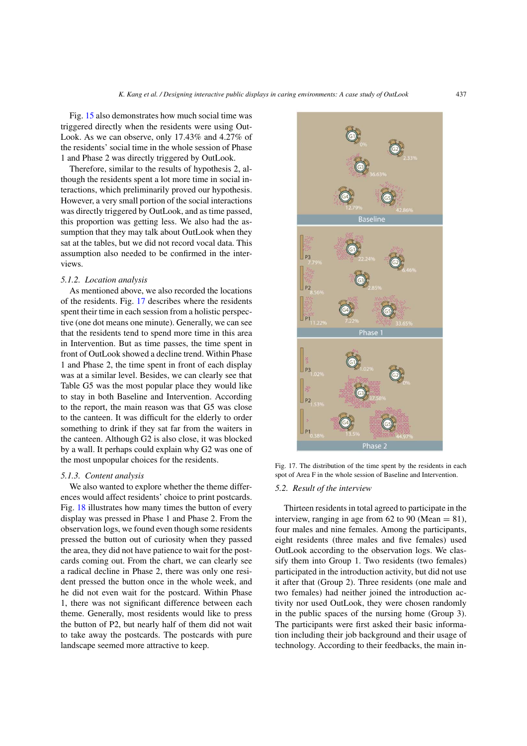Fig. 15 also demonstrates how much social time was triggered directly when the residents were using OutLook. As we can observe, only 17.43% and 4.27% of the residents' social time in the whole session of Phase 1 and Phase 2 was directly triggered by OutLook.

Therefore, similar to the results of hypothesis 2, although the residents spent a lot more time in social interactions, which preliminarily proved our hypothesis. However, a very small portion of the social interactions was directly triggered by OutLook, and as time passed, this proportion was getting less. We also had the assumption that they may talk about OutLook when they sat at the tables, but we did not record vocal data. This assumption also needed to be confirmed in the interviews.

### 5.1.2. Location analysis

As mentioned above, we also recorded the locations of the residents. Fig. 17 describes where the residents spent their time in each session from a holistic perspective (one dot means one minute). Generally, we can see that the residents tend to spend more time in this area in Intervention. But as time passes, the time spent in front of OutLook showed a decline trend. Within Phase 1 and Phase 2, the time spent in front of each display was at a similar level. Besides, we can clearly see that Table G5 was the most popular place they would like to stay in both Baseline and Intervention. According to the report, the main reason was that G5 was close to the canteen. It was difficult for the elderly to order something to drink if they sat far from the waiters in the canteen. Although G2 is also close, it was blocked by a wall. It perhaps could explain why G2 was one of the most unpopular choices for the residents.

### 5.1.3. Content analysis

We also wanted to explore whether the theme differences would affect residents' choice to print postcards. Fig. 18 illustrates how many times the button of every display was pressed in Phase 1 and Phase 2. From the observation logs, we found even though some residents pressed the button out of curiosity when they passed the area, they did not have patience to wait for the postcards coming out. From the chart, we can clearly see a radical decline in Phase 2, there was only one resident pressed the button once in the whole week, and he did not even wait for the postcard. Within Phase 1, there was not significant difference between each theme. Generally, most residents would like to press the button of P2, but nearly half of them did not wait to take away the postcards. The postcards with pure landscape seemed more attractive to keep.

Fig. 17. The distribution of the time spent by the residents in each spot of Area F in the whole session of Baseline and Intervention.

## 5.2. Result of the interview

Thirteen residents in total agreed to participate in the interview, ranging in age from 62 to 90 (Mean = 81), four males and nine females. Among the participants, eight residents (three males and five females) used OutLook according to the observation logs. We classify them into Group 1. Two residents (two females) participated in the introduction activity, but did not use it after that (Group 2). Three residents (one male and two females) had neither joined the introduction activity nor used OutLook, they were chosen randomly in the public spaces of the nursing home (Group 3). The participants were first asked their basic information including their job background and their usage of technology. According to their feedbacks, the main in-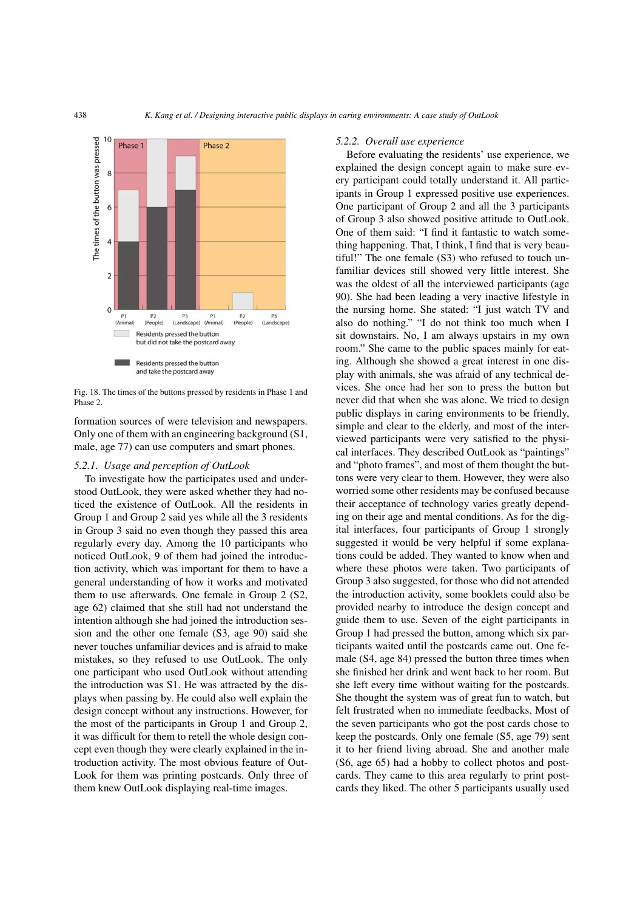Fig. 18. The times of the buttons pressed by residents in Phase 1 and Phase 2.

formation sources of were television and newspapers. Only one of them with an engineering background (S1, male, age 77) can use computers and smart phones.

### 5.2.1. Usage and perception of OutLook

To investigate how the participates used and understood OutLook, they were asked whether they had noticed the existence of OutLook. All the residents in Group 1 and Group 2 said yes while all the 3 residents in Group 3 said no even though they passed this area regularly every day. Among the 10 participants who noticed OutLook, 9 of them had joined the introduction activity, which was important for them to have a general understanding of how it works and motivated them to use afterwards. One female in Group 2 (S2, age 62) claimed that she still had not understand the intention although she had joined the introduction session and the other one female (S3, age 90) said she never touches unfamiliar devices and is afraid to make mistakes, so they refused to use OutLook. The only one participant who used OutLook without attending the introduction was S1. He was attracted by the displays when passing by. He could also well explain the design concept without any instructions. However, for the most of the participants in Group 1 and Group 2, it was difficult for them to retell the whole design concept even though they were clearly explained in the introduction activity. The most obvious feature of OutLook for them was printing postcards. Only three of them knew OutLook displaying real-time images.

### 5.2.2. Overall use experience

Before evaluating the residents' use experience, we explained the design concept again to make sure every participant could totally understand it. All participants in Group 1 expressed positive use experiences. One participant of Group 2 and all the 3 participants of Group 3 also showed positive attitude to OutLook. One of them said: "I find it fantastic to watch something happening. That, I think, I find that is very beautiful!" The one female (S3) who refused to touch unfamiliar devices still showed very little interest. She was the oldest of all the interviewed participants (age 90). She had been leading a very inactive lifestyle in the nursing home. She stated: "I just watch TV and also do nothing." "I do not think too much when I sit downstairs. No, I am always upstairs in my own room." She came to the public spaces mainly for eating. Although she showed a great interest in one display with animals, she was afraid of any technical devices. She once had her son to press the button but never did that when she was alone. We tried to design public displays in caring environments to be friendly, simple and clear to the elderly, and most of the interviewed participants were very satisfied to the physical interfaces. They described OutLook as "paintings" and "photo frames", and most of them thought the buttons were very clear to them. However, they were also worried some other residents may be confused because their acceptance of technology varies greatly depending on their age and mental conditions. As for the digital interfaces, four participants of Group 1 strongly suggested it would be very helpful if some explanations could be added. They wanted to know when and where these photos were taken. Two participants of Group 3 also suggested, for those who did not attended the introduction activity, some booklets could also be provided nearby to introduce the design concept and guide them to use. Seven of the eight participants in Group 1 had pressed the button, among which six participants waited until the postcards came out. One female (S4, age 84) pressed the button three times when she finished her drink and went back to her room. But she left every time without waiting for the postcards. She thought the system was of great fun to watch, but felt frustrated when no immediate feedbacks. Most of the seven participants who got the post cards chose to keep the postcards. Only one female (S5, age 79) sent it to her friend living abroad. She and another male (S6, age 65) had a hobby to collect photos and postcards. They came to this area regularly to print postcards they liked. The other 5 participants usually used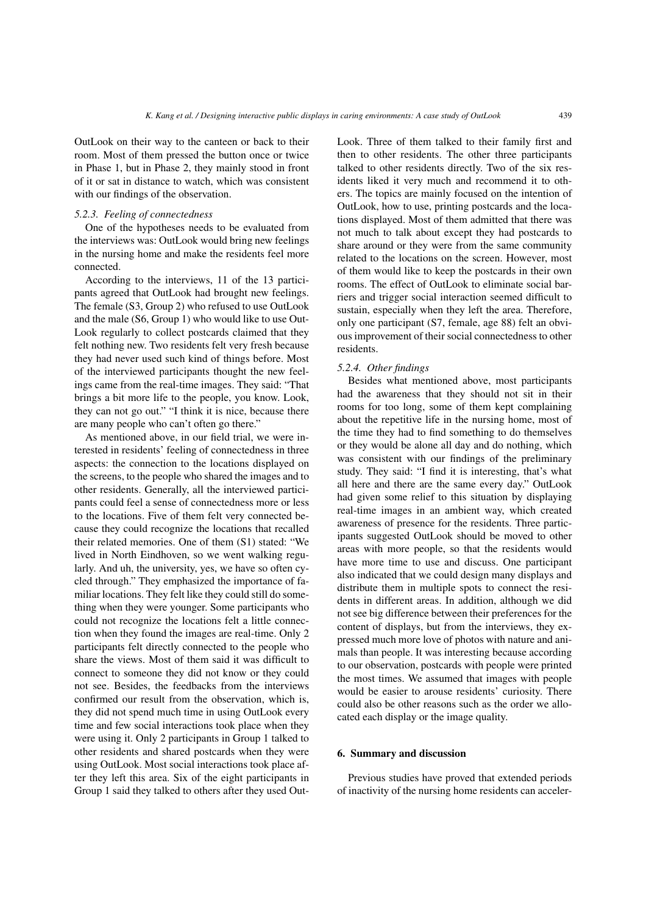OutLook on their way to the canteen or back to their room. Most of them pressed the button once or twice in Phase 1, but in Phase 2, they mainly stood in front of it or sat in distance to watch, which was consistent with our findings of the observation.

### 5.2.3. *Feeling of connectedness*

One of the hypotheses needs to be evaluated from the interviews was: OutLook would bring new feelings in the nursing home and make the residents feel more connected.

According to the interviews, 11 of the 13 participants agreed that OutLook had brought new feelings. The female (S3, Group 2) who refused to use OutLook and the male (S6, Group 1) who would like to use OutLook regularly to collect postcards claimed that they felt nothing new. Two residents felt very fresh because they had never used such kind of things before. Most of the interviewed participants thought the new feelings came from the real-time images. They said: "That brings a bit more life to the people, you know. Look, they can not go out." "I think it is nice, because there are many people who can't often go there."

As mentioned above, in our field trial, we were interested in residents' feeling of connectedness in three aspects: the connection to the locations displayed on the screens, to the people who shared the images and to other residents. Generally, all the interviewed participants could feel a sense of connectedness more or less to the locations. Five of them felt very connected because they could recognize the locations that recalled their related memories. One of them (S1) stated: "We lived in North Eindhoven, so we went walking regularly. And uh, the university, yes, we have so often cycled through." They emphasized the importance of familiar locations. They felt like they could still do something when they were younger. Some participants who could not recognize the locations felt a little connection when they found the images are real-time. Only 2 participants felt directly connected to the people who share the views. Most of them said it was difficult to connect to someone they did not know or they could not see. Besides, the feedbacks from the interviews confirmed our result from the observation, which is, they did not spend much time in using OutLook every time and few social interactions took place when they were using it. Only 2 participants in Group 1 talked to other residents and shared postcards when they were using OutLook. Most social interactions took place after they left this area. Six of the eight participants in Group 1 said they talked to others after they used OutLook. Three of them talked to their family first and then to other residents. The other three participants talked to other residents directly. Two of the six residents liked it very much and recommend it to others. The topics are mainly focused on the intention of OutLook, how to use, printing postcards and the locations displayed. Most of them admitted that there was not much to talk about except they had postcards to share around or they were from the same community related to the locations on the screen. However, most of them would like to keep the postcards in their own rooms. The effect of OutLook to eliminate social barriers and trigger social interaction seemed difficult to sustain, especially when they left the area. Therefore, only one participant (S7, female, age 88) felt an obvious improvement of their social connectedness to other residents.

### 5.2.4. *Other findings*

Besides what mentioned above, most participants had the awareness that they should not sit in their rooms for too long, some of them kept complaining about the repetitive life in the nursing home, most of the time they had to find something to do themselves or they would be alone all day and do nothing, which was consistent with our findings of the preliminary study. They said: "I find it is interesting, that's what all here and there are the same every day." OutLook had given some relief to this situation by displaying real-time images in an ambient way, which created awareness of presence for the residents. Three participants suggested OutLook should be moved to other areas with more people, so that the residents would have more time to use and discuss. One participant also indicated that we could design many displays and distribute them in multiple spots to connect the residents in different areas. In addition, although we did not see big difference between their preferences for the content of displays, but from the interviews, they expressed much more love of photos with nature and animals than people. It was interesting because according to our observation, postcards with people were printed the most times. We assumed that images with people would be easier to arouse residents' curiosity. There could also be other reasons such as the order we allocated each display or the image quality.

## 6. Summary and discussion

Previous studies have proved that extended periods of inactivity of the nursing home residents can acceler-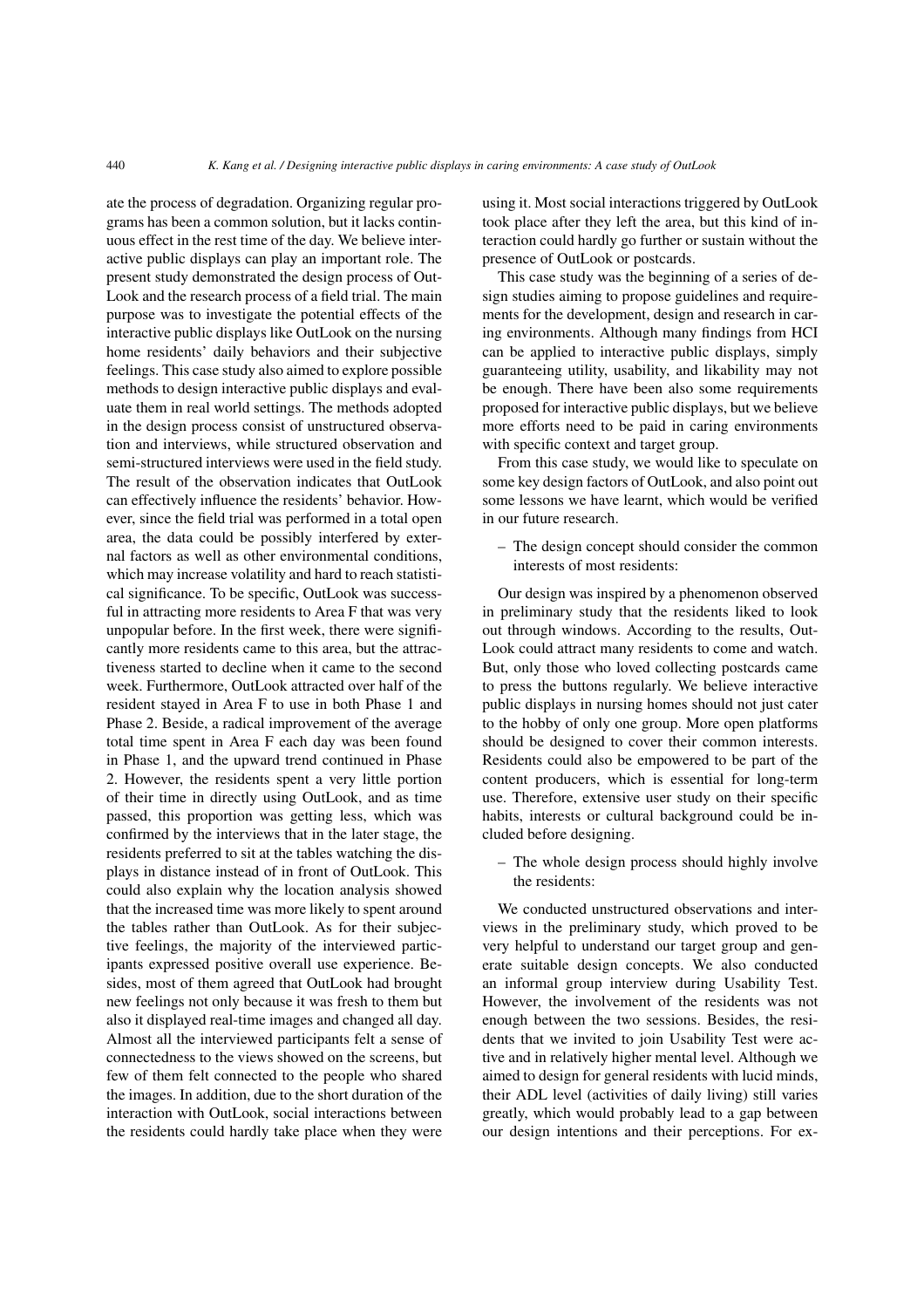ate the process of degradation. Organizing regular programs has been a common solution, but it lacks continuous effect in the rest time of the day. We believe interactive public displays can play an important role. The present study demonstrated the design process of OutLook and the research process of a field trial. The main purpose was to investigate the potential effects of the interactive public displays like OutLook on the nursing home residents' daily behaviors and their subjective feelings. This case study also aimed to explore possible methods to design interactive public displays and evaluate them in real world settings. The methods adopted in the design process consist of unstructured observation and interviews, while structured observation and semi-structured interviews were used in the field study. The result of the observation indicates that OutLook can effectively influence the residents' behavior. However, since the field trial was performed in a total open area, the data could be possibly interfered by external factors as well as other environmental conditions, which may increase volatility and hard to reach statistical significance. To be specific, OutLook was successful in attracting more residents to Area F that was very unpopular before. In the first week, there were significantly more residents came to this area, but the attractiveness started to decline when it came to the second week. Furthermore, OutLook attracted over half of the resident stayed in Area F to use in both Phase 1 and Phase 2. Beside, a radical improvement of the average total time spent in Area F each day was been found in Phase 1, and the upward trend continued in Phase 2. However, the residents spent a very little portion of their time in directly using OutLook, and as time passed, this proportion was getting less, which was confirmed by the interviews that in the later stage, the residents preferred to sit at the tables watching the displays in distance instead of in front of OutLook. This could also explain why the location analysis showed that the increased time was more likely to spent around the tables rather than OutLook. As for their subjective feelings, the majority of the interviewed participants expressed positive overall use experience. Besides, most of them agreed that OutLook had brought new feelings not only because it was fresh to them but also it displayed real-time images and changed all day. Almost all the interviewed participants felt a sense of connectedness to the views showed on the screens, but few of them felt connected to the people who shared the images. In addition, due to the short duration of the interaction with OutLook, social interactions between the residents could hardly take place when they were using it. Most social interactions triggered by OutLook took place after they left the area, but this kind of interaction could hardly go further or sustain without the presence of OutLook or postcards.

This case study was the beginning of a series of design studies aiming to propose guidelines and requirements for the development, design and research in caring environments. Although many findings from HCI can be applied to interactive public displays, simply guaranteeing utility, usability, and likability may not be enough. There have been also some requirements proposed for interactive public displays, but we believe more efforts need to be paid in caring environments with specific context and target group.

From this case study, we would like to speculate on some key design factors of OutLook, and also point out some lessons we have learnt, which would be verified in our future research.

– The design concept should consider the common interests of most residents:

Our design was inspired by a phenomenon observed in preliminary study that the residents liked to look out through windows. According to the results, OutLook could attract many residents to come and watch. But, only those who loved collecting postcards came to press the buttons regularly. We believe interactive public displays in nursing homes should not just cater to the hobby of only one group. More open platforms should be designed to cover their common interests. Residents could also be empowered to be part of the content producers, which is essential for long-term use. Therefore, extensive user study on their specific habits, interests or cultural background could be included before designing.

– The whole design process should highly involve the residents:

We conducted unstructured observations and interviews in the preliminary study, which proved to be very helpful to understand our target group and generate suitable design concepts. We also conducted an informal group interview during Usability Test. However, the involvement of the residents was not enough between the two sessions. Besides, the residents that we invited to join Usability Test were active and in relatively higher mental level. Although we aimed to design for general residents with lucid minds, their ADL level (activities of daily living) still varies greatly, which would probably lead to a gap between our design intentions and their perceptions. For ex-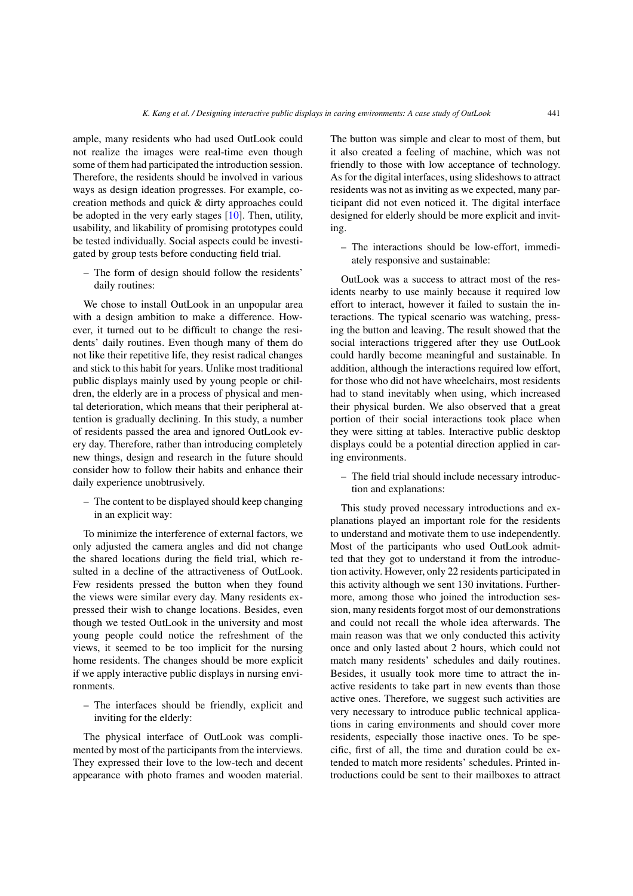ample, many residents who had used OutLook could not realize the images were real-time even though some of them had participated the introduction session. Therefore, the residents should be involved in various ways as design ideation progresses. For example, co-creation methods and quick & dirty approaches could be adopted in the very early stages [10]. Then, utility, usability, and likability of promising prototypes could be tested individually. Social aspects could be investigated by group tests before conducting field trial.

– The form of design should follow the residents' daily routines:

We chose to install OutLook in an unpopular area with a design ambition to make a difference. However, it turned out to be difficult to change the residents' daily routines. Even though many of them do not like their repetitive life, they resist radical changes and stick to this habit for years. Unlike most traditional public displays mainly used by young people or children, the elderly are in a process of physical and mental deterioration, which means that their peripheral attention is gradually declining. In this study, a number of residents passed the area and ignored OutLook every day. Therefore, rather than introducing completely new things, design and research in the future should consider how to follow their habits and enhance their daily experience unobtrusively.

– The content to be displayed should keep changing in an explicit way:

To minimize the interference of external factors, we only adjusted the camera angles and did not change the shared locations during the field trial, which resulted in a decline of the attractiveness of OutLook. Few residents pressed the button when they found the views were similar every day. Many residents expressed their wish to change locations. Besides, even though we tested OutLook in the university and most young people could notice the refreshment of the views, it seemed to be too implicit for the nursing home residents. The changes should be more explicit if we apply interactive public displays in nursing environments.

– The interfaces should be friendly, explicit and inviting for the elderly:

The physical interface of OutLook was complimented by most of the participants from the interviews. They expressed their love to the low-tech and decent appearance with photo frames and wooden material. The button was simple and clear to most of them, but it also created a feeling of machine, which was not friendly to those with low acceptance of technology. As for the digital interfaces, using slideshows to attract residents was not as inviting as we expected, many participant did not even noticed it. The digital interface designed for elderly should be more explicit and inviting.

– The interactions should be low-effort, immediately responsive and sustainable:

OutLook was a success to attract most of the residents nearby to use mainly because it required low effort to interact, however it failed to sustain the interactions. The typical scenario was watching, pressing the button and leaving. The result showed that the social interactions triggered after they use OutLook could hardly become meaningful and sustainable. In addition, although the interactions required low effort, for those who did not have wheelchairs, most residents had to stand inevitably when using, which increased their physical burden. We also observed that a great portion of their social interactions took place when they were sitting at tables. Interactive public desktop displays could be a potential direction applied in caring environments.

– The field trial should include necessary introduction and explanations:

This study proved necessary introductions and explanations played an important role for the residents to understand and motivate them to use independently. Most of the participants who used OutLook admitted that they got to understand it from the introduction activity. However, only 22 residents participated in this activity although we sent 130 invitations. Furthermore, among those who joined the introduction session, many residents forgot most of our demonstrations and could not recall the whole idea afterwards. The main reason was that we only conducted this activity once and only lasted about 2 hours, which could not match many residents' schedules and daily routines. Besides, it usually took more time to attract the inactive residents to take part in new events than those active ones. Therefore, we suggest such activities are very necessary to introduce public technical applications in caring environments and should cover more residents, especially those inactive ones. To be specific, first of all, the time and duration could be extended to match more residents' schedules. Printed introductions could be sent to their mailboxes to attract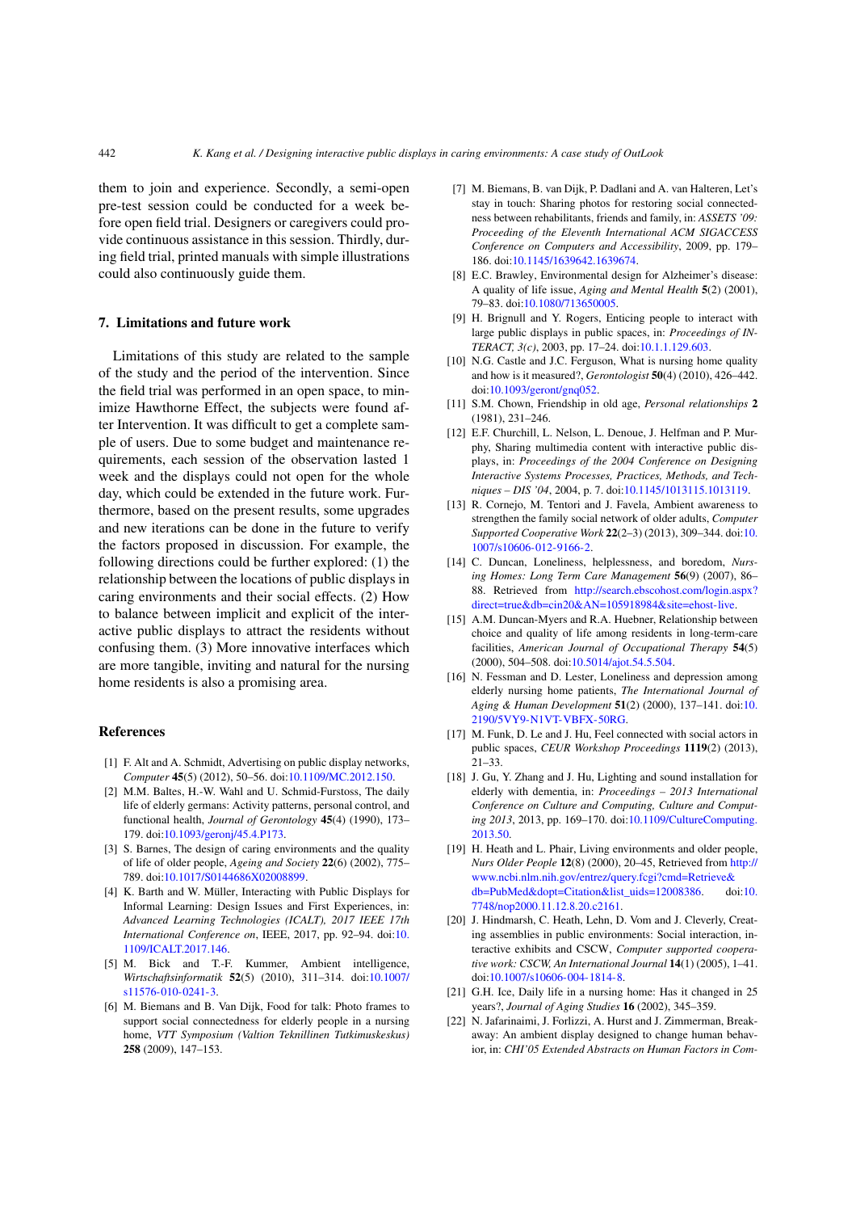them to join and experience. Secondly, a semi-open pre-test session could be conducted for a week before open field trial. Designers or caregivers could provide continuous assistance in this session. Thirdly, during field trial, printed manuals with simple illustrations could also continuously guide them.

## 7. Limitations and future work

Limitations of this study are related to the sample of the study and the period of the intervention. Since the field trial was performed in an open space, to minimize Hawthorne Effect, the subjects were found after Intervention. It was difficult to get a complete sample of users. Due to some budget and maintenance requirements, each session of the observation lasted 1 week and the displays could not open for the whole day, which could be extended in the future work. Furthermore, based on the present results, some upgrades and new iterations can be done in the future to verify the factors proposed in discussion. For example, the following directions could be further explored: (1) the relationship between the locations of public displays in caring environments and their social effects. (2) How to balance between implicit and explicit of the interactive public displays to attract the residents without confusing them. (3) More innovative interfaces which are more tangible, inviting and natural for the nursing home residents is also a promising area.

## References

[1] F. Alt and A. Schmidt, Advertising on public display networks, *Computer* **45**(5) (2012), 50–56. doi:10.1109/MC.2012.150.

[2] M.M. Baltes, H.-W. Wahl and U. Schmid-Furstoss, The daily life of elderly germans: Activity patterns, personal control, and functional health, *Journal of Gerontology* **45**(4) (1990), 173–179. doi:10.1093/geronj/45.4.P173.

[3] S. Barnes, The design of caring environments and the quality of life of older people, *Ageing and Society* **22**(6) (2002), 775–789. doi:10.1017/S0144686X02008899.

[4] K. Barth and W. Müller, Interacting with Public Displays for Informal Learning: Design Issues and First Experiences, in: *Advanced Learning Technologies (ICALT), 2017 IEEE 17th International Conference on*, IEEE, 2017, pp. 92–94. doi:10.1109/ICALT.2017.146.

[5] M. Bick and T.-F. Kummer, Ambient intelligence, *Wirtschaftsinformatik* **52**(5) (2010), 311–314. doi:10.1007/s11576-010-0241-3.

[6] M. Biemans and B. Van Dijk, Food for talk: Photo frames to support social connectedness for elderly people in a nursing home, *VTT Symposium (Valtion Teknillinen Tutkimuskeskus)* **258** (2009), 147–153.

[7] M. Biemans, B. van Dijk, P. Dadlani and A. van Halteren, Let's stay in touch: Sharing photos for restoring social connectedness between rehabilitants, friends and family, in: *ASSETS '09: Proceeding of the Eleventh International ACM SIGACCESS Conference on Computers and Accessibility*, 2009, pp. 179–186. doi:10.1145/1639642.1639674.

[8] E.C. Brawley, Environmental design for Alzheimer's disease: A quality of life issue, *Aging and Mental Health* **5**(2) (2001), 79–83. doi:10.1080/713650005.

[9] H. Brignull and Y. Rogers, Enticing people to interact with large public displays in public spaces, in: *Proceedings of INTERACT, 3(c)*, 2003, pp. 17–24. doi:10.1.1.129.603.

[10] N.G. Castle and J.C. Ferguson, What is nursing home quality and how is it measured?, *Gerontologist* **50**(4) (2010), 426–442. doi:10.1093/geront/gnq052.

[11] S.M. Chown, Friendship in old age, *Personal relationships* **2** (1981), 231–246.

[12] E.F. Churchill, L. Nelson, L. Denoue, J. Helfman and P. Murphy, Sharing multimedia content with interactive public displays, in: *Proceedings of the 2004 Conference on Designing Interactive Systems Processes, Practices, Methods, and Techniques – DIS '04*, 2004, p. 7. doi:10.1145/1013115.1013119.

[13] R. Cornejo, M. Tentori and J. Favela, Ambient awareness to strengthen the family social network of older adults, *Computer Supported Cooperative Work* **22**(2–3) (2013), 309–344. doi:10.1007/s10606-012-9166-2.

[14] C. Duncan, Loneliness, helplessness, and boredom, *Nursing Homes: Long Term Care Management* **56**(9) (2007), 86–88. Retrieved from http://search.ebscohost.com/login.aspx?direct=true&db=cin20&AN=105918984&site=ehost-live.

[15] A.M. Duncan-Myers and R.A. Huebner, Relationship between choice and quality of life among residents in long-term-care facilities, *American Journal of Occupational Therapy* **54**(5) (2000), 504–508. doi:10.5014/ajot.54.5.504.

[16] N. Fessman and D. Lester, Loneliness and depression among elderly nursing home patients, *The International Journal of Aging & Human Development* **51**(2) (2000), 137–141. doi:10.2190/5VY9-N1VT-VBFX-50RG.

[17] M. Funk, D. Le and J. Hu, Feel connected with social actors in public spaces, *CEUR Workshop Proceedings* **1119**(2) (2013), 21–33.

[18] J. Gu, Y. Zhang and J. Hu, Lighting and sound installation for elderly with dementia, in: *Proceedings – 2013 International Conference on Culture and Computing, Culture and Computing 2013*, 2013, pp. 169–170. doi:10.1109/CultureComputing.2013.50.

[19] H. Heath and L. Phair, Living environments and older people, *Nurs Older People* **12**(8) (2000), 20–45, Retrieved from http://www.ncbi.nlm.nih.gov/entrez/query.fcgi?cmd=Retrieve&db=PubMed&dopt=Citation&list_uids=12008386. doi:10.7748/nop2000.11.12.8.20.c2161.

[20] J. Hindmarsh, C. Heath, Lehn, D. Vom and J. Cleverly, Creating assemblies in public environments: Social interaction, interactive exhibits and CSCW, *Computer supported cooperative work: CSCW, An International Journal* **14**(1) (2005), 1–41. doi:10.1007/s10606-004-1814-8.

[21] G.H. Ice, Daily life in a nursing home: Has it changed in 25 years?, *Journal of Aging Studies* **16** (2002), 345–359.

[22] N. Jafarinaimi, J. Forlizzi, A. Hurst and J. Zimmerman, Breakaway: An ambient display designed to change human behavior, in: *CHI'05 Extended Abstracts on Human Factors in Com-*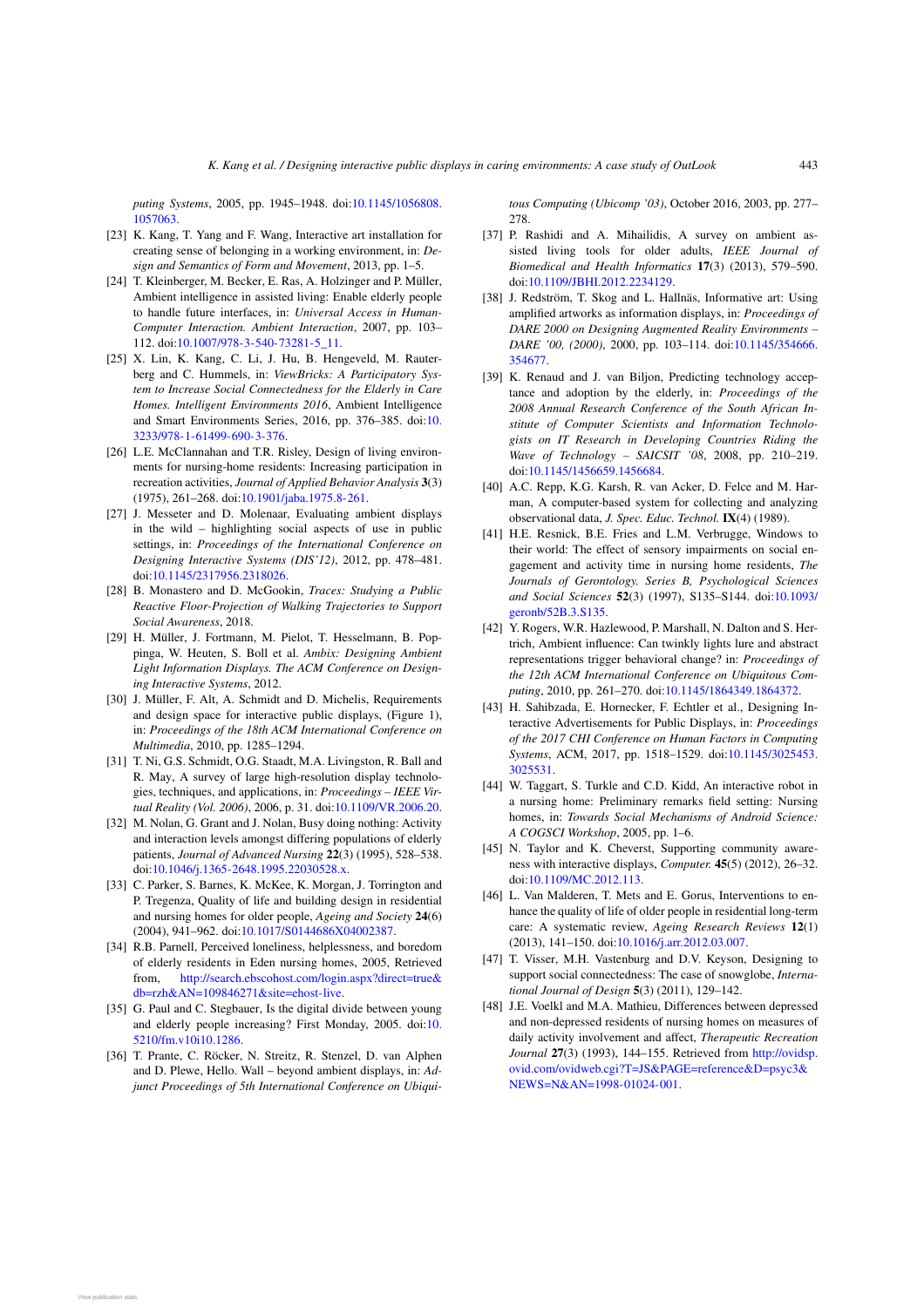*puting Systems*, 2005, pp. 1945–1948. doi:10.1145/1056808.1057063.

[23] K. Kang, T. Yang and F. Wang, Interactive art installation for creating sense of belonging in a working environment, in: *Design and Semantics of Form and Movement*, 2013, pp. 1–5.

[24] T. Kleinberger, M. Becker, E. Ras, A. Holzinger and P. Müller, Ambient intelligence in assisted living: Enable elderly people to handle future interfaces, in: *Universal Access in Human-Computer Interaction. Ambient Interaction*, 2007, pp. 103–112. doi:10.1007/978-3-540-73281-5_11.

[25] X. Lin, K. Kang, C. Li, J. Hu, B. Hengeveld, M. Rauterberg and C. Hummels, in: *ViewBricks: A Participatory System to Increase Social Connectedness for the Elderly in Care Homes. Intelligent Environments 2016*, Ambient Intelligence and Smart Environments Series, 2016, pp. 376–385. doi:10.3233/978-1-61499-690-3-376.

[26] L.E. McClannahan and T.R. Risley, Design of living environments for nursing-home residents: Increasing participation in recreation activities, *Journal of Applied Behavior Analysis* **3**(3) (1975), 261–268. doi:10.1901/jaba.1975.8-261.

[27] J. Messeter and D. Molenaar, Evaluating ambient displays in the wild – highlighting social aspects of use in public settings, in: *Proceedings of the International Conference on Designing Interactive Systems (DIS'12)*, 2012, pp. 478–481. doi:10.1145/2317956.2318026.

[28] B. Monastero and D. McGookin, *Traces: Studying a Public Reactive Floor-Projection of Walking Trajectories to Support Social Awareness*, 2018.

[29] H. Müller, J. Fortmann, M. Pielot, T. Hesselmann, B. Poppinga, W. Heuten, S. Boll et al. *Ambix: Designing Ambient Light Information Displays. The ACM Conference on Designing Interactive Systems*, 2012.

[30] J. Müller, F. Alt, A. Schmidt and D. Michelis, Requirements and design space for interactive public displays, (Figure 1), in: *Proceedings of the 18th ACM International Conference on Multimedia*, 2010, pp. 1285–1294.

[31] T. Ni, G.S. Schmidt, O.G. Staadt, M.A. Livingston, R. Ball and R. May, A survey of large high-resolution display technologies, techniques, and applications, in: *Proceedings – IEEE Virtual Reality (Vol. 2006)*, 2006, p. 31. doi:10.1109/VR.2006.20.

[32] M. Nolan, G. Grant and J. Nolan, Busy doing nothing: Activity and interaction levels amongst differing populations of elderly patients, *Journal of Advanced Nursing* **22**(3) (1995), 528–538. doi:10.1046/j.1365-2648.1995.22030528.x.

[33] C. Parker, S. Barnes, K. McKee, K. Morgan, J. Torrington and P. Tregenza, Quality of life and building design in residential and nursing homes for older people, *Ageing and Society* **24**(6) (2004), 941–962. doi:10.1017/S0144686X04002387.

[34] R.B. Parnell, Perceived loneliness, helplessness, and boredom of elderly residents in Eden nursing homes, 2005, Retrieved from, http://search.ebscohost.com/login.aspx?direct=true&db=rzh&AN=109846271&site=ehost-live.

[35] G. Paul and C. Stegbauer, Is the digital divide between young and elderly people increasing? First Monday, 2005. doi:10.5210/fm.v10i10.1286.

[36] T. Prante, C. Röcker, N. Streitz, R. Stenzel, D. van Alphen and D. Plewe, Hello. Wall – beyond ambient displays, in: *Adjunct Proceedings of 5th International Conference on Ubiquitous Computing (Ubicomp '03)*, October 2016, 2003, pp. 277–278.

[37] P. Rashidi and A. Mihailidis, A survey on ambient assisted living tools for older adults, *IEEE Journal of Biomedical and Health Informatics* **17**(3) (2013), 579–590. doi:10.1109/JBHI.2012.2234129.

[38] J. Redström, T. Skog and L. Hallnäs, Informative art: Using amplified artworks as information displays, in: *Proceedings of DARE 2000 on Designing Augmented Reality Environments – DARE '00, (2000)*, 2000, pp. 103–114. doi:10.1145/354666.354677.

[39] K. Renaud and J. van Biljon, Predicting technology acceptance and adoption by the elderly, in: *Proceedings of the 2008 Annual Research Conference of the South African Institute of Computer Scientists and Information Technologists on IT Research in Developing Countries Riding the Wave of Technology – SAICSIT '08*, 2008, pp. 210–219. doi:10.1145/1456659.1456684.

[40] A.C. Repp, K.G. Karsh, R. van Acker, D. Felce and M. Harman, A computer-based system for collecting and analyzing observational data, *J. Spec. Educ. Technol.* **IX**(4) (1989).

[41] H.E. Resnick, B.E. Fries and L.M. Verbrugge, Windows to their world: The effect of sensory impairments on social engagement and activity time in nursing home residents, *The Journals of Gerontology. Series B, Psychological Sciences and Social Sciences* **52**(3) (1997), S135–S144. doi:10.1093/geronb/52B.3.S135.

[42] Y. Rogers, W.R. Hazlewood, P. Marshall, N. Dalton and S. Hertrich, Ambient influence: Can twinkly lights lure and abstract representations trigger behavioral change? in: *Proceedings of the 12th ACM International Conference on Ubiquitous Computing*, 2010, pp. 261–270. doi:10.1145/1864349.1864372.

[43] H. Sahibzada, E. Hornecker, F. Echtler et al., Designing Interactive Advertisements for Public Displays, in: *Proceedings of the 2017 CHI Conference on Human Factors in Computing Systems*, ACM, 2017, pp. 1518–1529. doi:10.1145/3025453.3025531.

[44] W. Taggart, S. Turkle and C.D. Kidd, An interactive robot in a nursing home: Preliminary remarks field setting: Nursing homes, in: *Towards Social Mechanisms of Android Science: A COGSCI Workshop*, 2005, pp. 1–6.

[45] N. Taylor and K. Cheverst, Supporting community awareness with interactive displays, *Computer.* **45**(5) (2012), 26–32. doi:10.1109/MC.2012.113.

[46] L. Van Malderen, T. Mets and E. Gorus, Interventions to enhance the quality of life of older people in residential long-term care: A systematic review, *Ageing Research Reviews* **12**(1) (2013), 141–150. doi:10.1016/j.arr.2012.03.007.

[47] T. Visser, M.H. Vastenburg and D.V. Keyson, Designing to support social connectedness: The case of snowglobe, *International Journal of Design* **5**(3) (2011), 129–142.

[48] J.E. Voelkl and M.A. Mathieu, Differences between depressed and non-depressed residents of nursing homes on measures of daily activity involvement and affect, *Therapeutic Recreation Journal* **27**(3) (1993), 144–155. Retrieved from http://ovidsp.ovid.com/ovidweb.cgi?T=JS&PAGE=reference&D=psyc3&NEWS=N&AN=1998-01024-001.